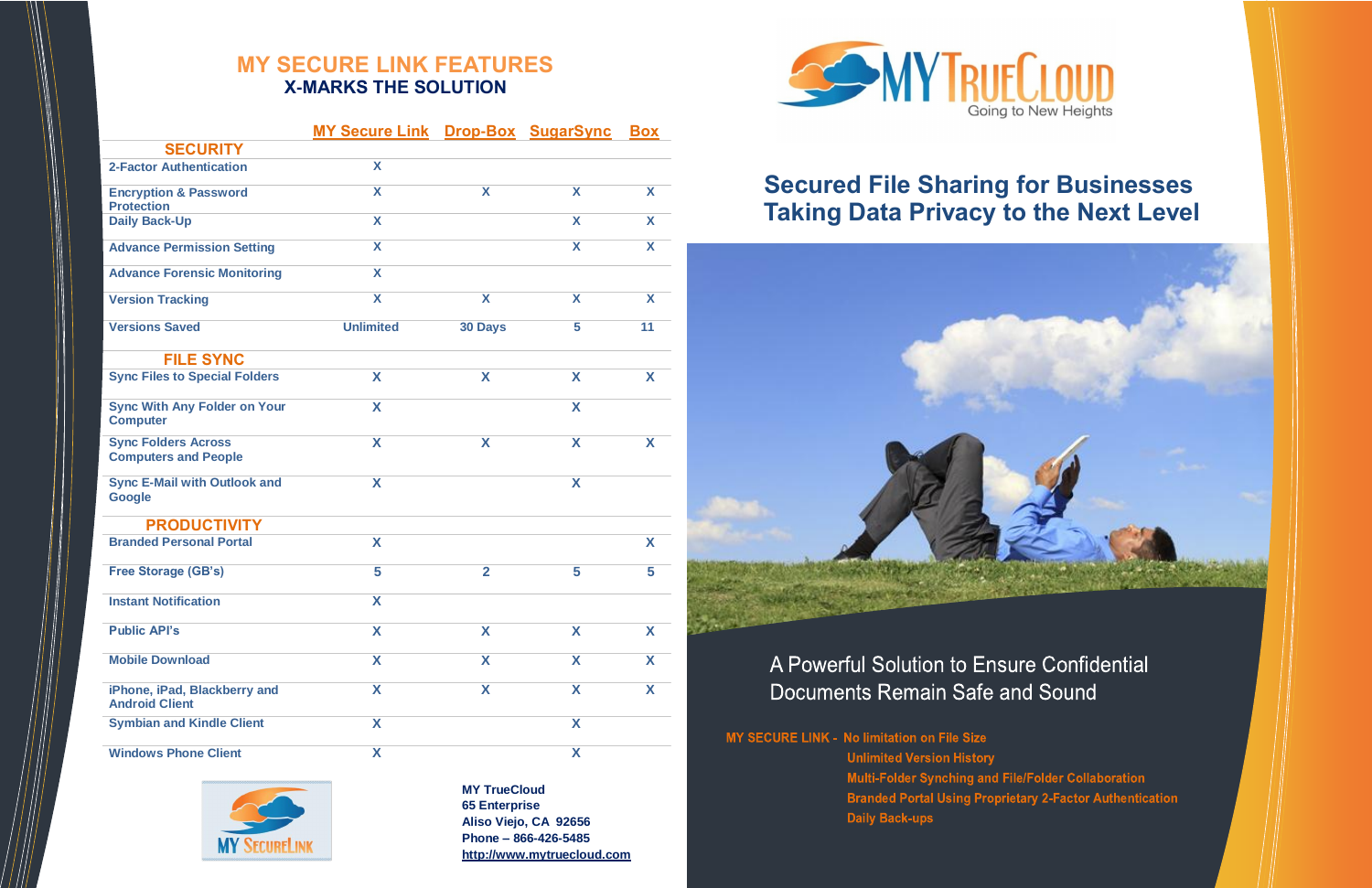## MY SECURE LINK FEATURES

### X-MARKS THE SOLUTION

| | MY Secure Link | Drop-Box | SugarSync | Box |
|---|---|---|---|---|
| **SECURITY** | | | | |
| 2-Factor Authentication | X | | | |
| Encryption & Password Protection | X | X | X | X |
| Daily Back-Up | X | | X | X |
| Advance Permission Setting | X | | X | X |
| Advance Forensic Monitoring | X | | | |
| Version Tracking | X | X | X | X |
| Versions Saved | Unlimited | 30 Days | 5 | 11 |
| **FILE SYNC** | | | | |
| Sync Files to Special Folders | X | X | X | X |
| Sync With Any Folder on Your Computer | X | | X | |
| Sync Folders Across Computers and People | X | X | X | X |
| Sync E-Mail with Outlook and Google | X | | X | |
| **PRODUCTIVITY** | | | | |
| Branded Personal Portal | X | | | X |
| Free Storage (GB's) | 5 | 2 | 5 | 5 |
| Instant Notification | X | | | |
| Public API's | X | X | X | X |
| Mobile Download | X | X | X | X |
| iPhone, iPad, Blackberry and Android Client | X | X | X | X |
| Symbian and Kindle Client | X | | X | |
| Windows Phone Client | X | | X | |

MY SecureLink

**MY TrueCloud**
**65 Enterprise**
**Aliso Viejo, CA 92656**
**Phone – 866-426-5485**
**http://www.mytruecloud.com**

MY TrueCloud
Going to New Heights

## Secured File Sharing for Businesses Taking Data Privacy to the Next Level

A Powerful Solution to Ensure Confidential Documents Remain Safe and Sound

**MY SECURE LINK -** No limitation on File Size
Unlimited Version History
Multi-Folder Synching and File/Folder Collaboration
Branded Portal Using Proprietary 2-Factor Authentication
Daily Back-ups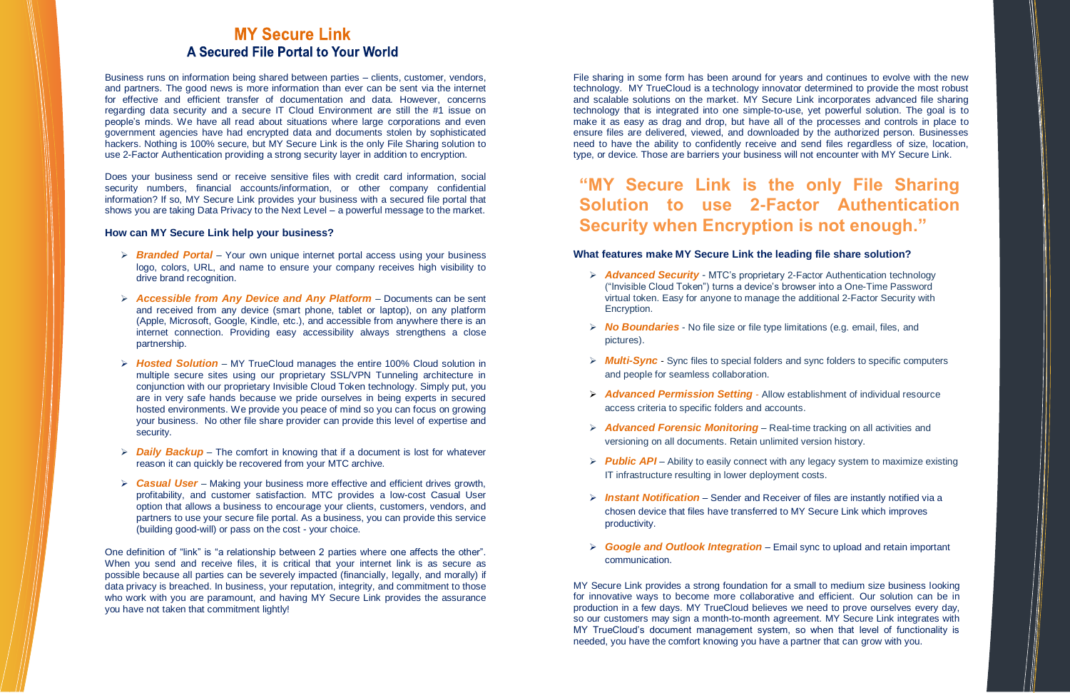# MY Secure Link

## A Secured File Portal to Your World

Business runs on information being shared between parties – clients, customer, vendors, and partners. The good news is more information than ever can be sent via the internet for effective and efficient transfer of documentation and data. However, concerns regarding data security and a secure IT Cloud Environment are still the #1 issue on people's minds. We have all read about situations where large corporations and even government agencies have had encrypted data and documents stolen by sophisticated hackers. Nothing is 100% secure, but MY Secure Link is the only File Sharing solution to use 2-Factor Authentication providing a strong security layer in addition to encryption.

Does your business send or receive sensitive files with credit card information, social security numbers, financial accounts/information, or other company confidential information? If so, MY Secure Link provides your business with a secured file portal that shows you are taking Data Privacy to the Next Level – a powerful message to the market.

### How can MY Secure Link help your business?

- ***Branded Portal*** – Your own unique internet portal access using your business logo, colors, URL, and name to ensure your company receives high visibility to drive brand recognition.
- ***Accessible from Any Device and Any Platform*** – Documents can be sent and received from any device (smart phone, tablet or laptop), on any platform (Apple, Microsoft, Google, Kindle, etc.), and accessible from anywhere there is an internet connection. Providing easy accessibility always strengthens a close partnership.
- ***Hosted Solution*** – MY TrueCloud manages the entire 100% Cloud solution in multiple secure sites using our proprietary SSL/VPN Tunneling architecture in conjunction with our proprietary Invisible Cloud Token technology. Simply put, you are in very safe hands because we pride ourselves in being experts in secured hosted environments. We provide you peace of mind so you can focus on growing your business. No other file share provider can provide this level of expertise and security.
- ***Daily Backup*** – The comfort in knowing that if a document is lost for whatever reason it can quickly be recovered from your MTC archive.
- ***Casual User*** – Making your business more effective and efficient drives growth, profitability, and customer satisfaction. MTC provides a low-cost Casual User option that allows a business to encourage your clients, customers, vendors, and partners to use your secure file portal. As a business, you can provide this service (building good-will) or pass on the cost - your choice.

One definition of "link" is "a relationship between 2 parties where one affects the other". When you send and receive files, it is critical that your internet link is as secure as possible because all parties can be severely impacted (financially, legally, and morally) if data privacy is breached. In business, your reputation, integrity, and commitment to those who work with you are paramount, and having MY Secure Link provides the assurance you have not taken that commitment lightly!

File sharing in some form has been around for years and continues to evolve with the new technology. MY TrueCloud is a technology innovator determined to provide the most robust and scalable solutions on the market. MY Secure Link incorporates advanced file sharing technology that is integrated into one simple-to-use, yet powerful solution. The goal is to make it as easy as drag and drop, but have all of the processes and controls in place to ensure files are delivered, viewed, and downloaded by the authorized person. Businesses need to have the ability to confidently receive and send files regardless of size, location, type, or device. Those are barriers your business will not encounter with MY Secure Link.

## "MY Secure Link is the only File Sharing Solution to use 2-Factor Authentication Security when Encryption is not enough."

### What features make MY Secure Link the leading file share solution?

- ***Advanced Security*** - MTC's proprietary 2-Factor Authentication technology ("Invisible Cloud Token") turns a device's browser into a One-Time Password virtual token. Easy for anyone to manage the additional 2-Factor Security with Encryption.
- ***No Boundaries*** - No file size or file type limitations (e.g. email, files, and pictures).
- ***Multi-Sync*** - Sync files to special folders and sync folders to specific computers and people for seamless collaboration.
- ***Advanced Permission Setting*** - Allow establishment of individual resource access criteria to specific folders and accounts.
- ***Advanced Forensic Monitoring*** – Real-time tracking on all activities and versioning on all documents. Retain unlimited version history.
- ***Public API*** – Ability to easily connect with any legacy system to maximize existing IT infrastructure resulting in lower deployment costs.
- ***Instant Notification*** – Sender and Receiver of files are instantly notified via a chosen device that files have transferred to MY Secure Link which improves productivity.
- ***Google and Outlook Integration*** – Email sync to upload and retain important communication.

MY Secure Link provides a strong foundation for a small to medium size business looking for innovative ways to become more collaborative and efficient. Our solution can be in production in a few days. MY TrueCloud believes we need to prove ourselves every day, so our customers may sign a month-to-month agreement. MY Secure Link integrates with MY TrueCloud's document management system, so when that level of functionality is needed, you have the comfort knowing you have a partner that can grow with you.